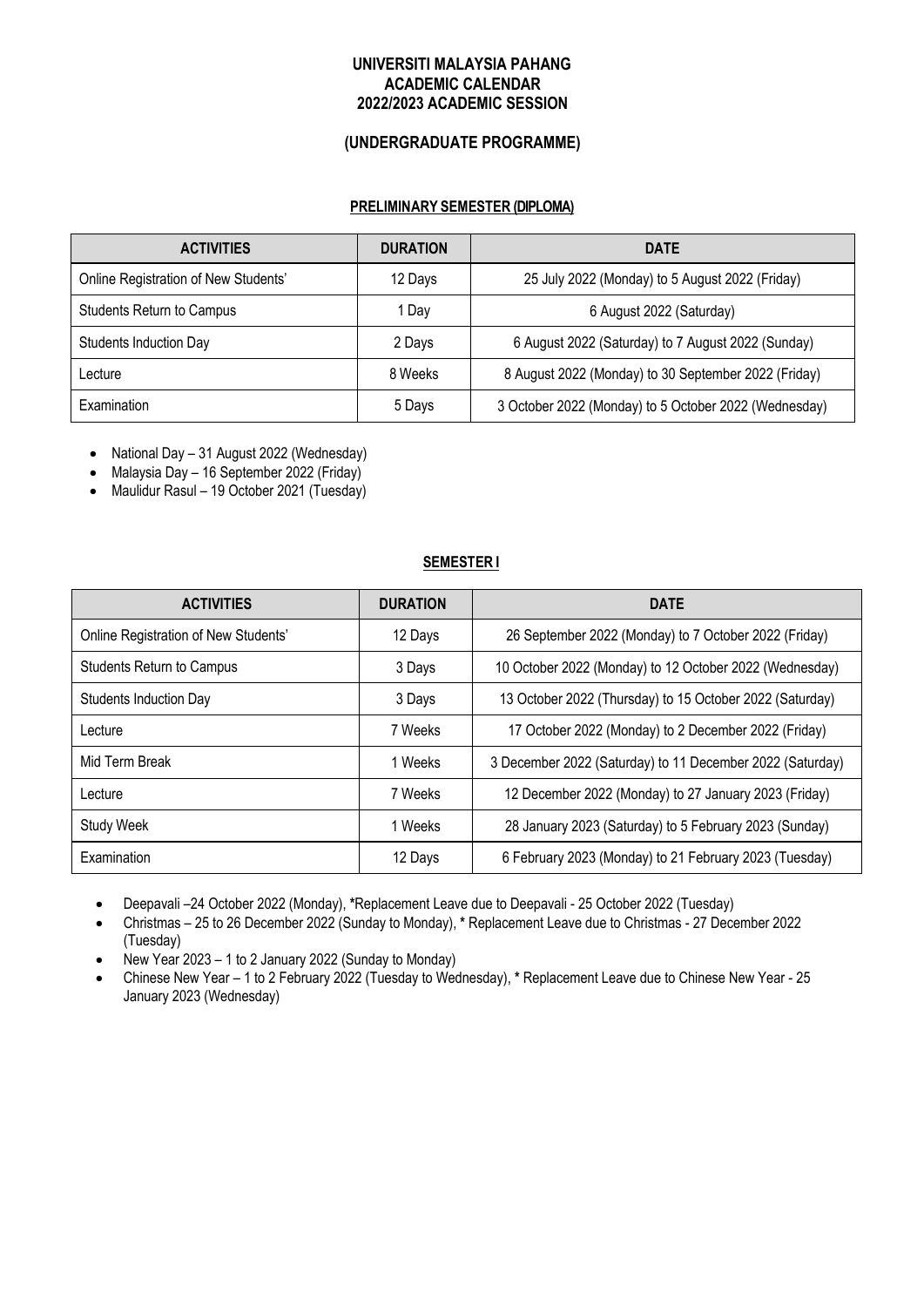# UNIVERSITI MALAYSIA PAHANG
## ACADEMIC CALENDAR
## 2022/2023 ACADEMIC SESSION

## (UNDERGRADUATE PROGRAMME)

### PRELIMINARY SEMESTER (DIPLOMA)

| ACTIVITIES | DURATION | DATE |
|---|---|---|
| Online Registration of New Students' | 12 Days | 25 July 2022 (Monday) to 5 August 2022 (Friday) |
| Students Return to Campus | 1 Day | 6 August 2022 (Saturday) |
| Students Induction Day | 2 Days | 6 August 2022 (Saturday) to 7 August 2022 (Sunday) |
| Lecture | 8 Weeks | 8 August 2022 (Monday) to 30 September 2022 (Friday) |
| Examination | 5 Days | 3 October 2022 (Monday) to 5 October 2022 (Wednesday) |

- National Day – 31 August 2022 (Wednesday)
- Malaysia Day – 16 September 2022 (Friday)
- Maulidur Rasul – 19 October 2021 (Tuesday)

### SEMESTER I

| ACTIVITIES | DURATION | DATE |
|---|---|---|
| Online Registration of New Students' | 12 Days | 26 September 2022 (Monday) to 7 October 2022 (Friday) |
| Students Return to Campus | 3 Days | 10 October 2022 (Monday) to 12 October 2022 (Wednesday) |
| Students Induction Day | 3 Days | 13 October 2022 (Thursday) to 15 October 2022 (Saturday) |
| Lecture | 7 Weeks | 17 October 2022 (Monday) to 2 December 2022 (Friday) |
| Mid Term Break | 1 Weeks | 3 December 2022 (Saturday) to 11 December 2022 (Saturday) |
| Lecture | 7 Weeks | 12 December 2022 (Monday) to 27 January 2023 (Friday) |
| Study Week | 1 Weeks | 28 January 2023 (Saturday) to 5 February 2023 (Sunday) |
| Examination | 12 Days | 6 February 2023 (Monday) to 21 February 2023 (Tuesday) |

- Deepavali –24 October 2022 (Monday), **\***Replacement Leave due to Deepavali - 25 October 2022 (Tuesday)
- Christmas – 25 to 26 December 2022 (Sunday to Monday), **\*** Replacement Leave due to Christmas - 27 December 2022 (Tuesday)
- New Year 2023 – 1 to 2 January 2022 (Sunday to Monday)
- Chinese New Year – 1 to 2 February 2022 (Tuesday to Wednesday), **\*** Replacement Leave due to Chinese New Year - 25 January 2023 (Wednesday)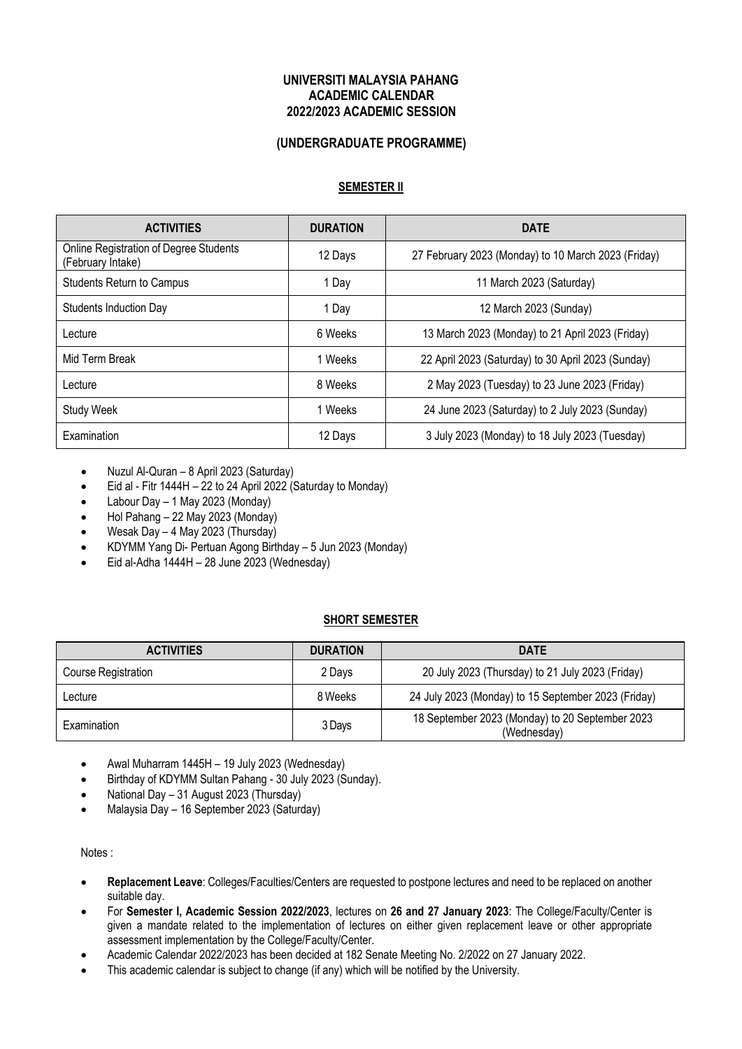**UNIVERSITI MALAYSIA PAHANG**
**ACADEMIC CALENDAR**
**2022/2023 ACADEMIC SESSION**

**(UNDERGRADUATE PROGRAMME)**

**SEMESTER II**

| ACTIVITIES | DURATION | DATE |
|---|---|---|
| Online Registration of Degree Students (February Intake) | 12 Days | 27 February 2023 (Monday) to 10 March 2023 (Friday) |
| Students Return to Campus | 1 Day | 11 March 2023 (Saturday) |
| Students Induction Day | 1 Day | 12 March 2023 (Sunday) |
| Lecture | 6 Weeks | 13 March 2023 (Monday) to 21 April 2023 (Friday) |
| Mid Term Break | 1 Weeks | 22 April 2023 (Saturday) to 30 April 2023 (Sunday) |
| Lecture | 8 Weeks | 2 May 2023 (Tuesday) to 23 June 2023 (Friday) |
| Study Week | 1 Weeks | 24 June 2023 (Saturday) to 2 July 2023 (Sunday) |
| Examination | 12 Days | 3 July 2023 (Monday) to 18 July 2023 (Tuesday) |

- Nuzul Al-Quran – 8 April 2023 (Saturday)
- Eid al - Fitr 1444H – 22 to 24 April 2022 (Saturday to Monday)
- Labour Day – 1 May 2023 (Monday)
- Hol Pahang – 22 May 2023 (Monday)
- Wesak Day – 4 May 2023 (Thursday)
- KDYMM Yang Di- Pertuan Agong Birthday – 5 Jun 2023 (Monday)
- Eid al-Adha 1444H – 28 June 2023 (Wednesday)

**SHORT SEMESTER**

| ACTIVITIES | DURATION | DATE |
|---|---|---|
| Course Registration | 2 Days | 20 July 2023 (Thursday) to 21 July 2023 (Friday) |
| Lecture | 8 Weeks | 24 July 2023 (Monday) to 15 September 2023 (Friday) |
| Examination | 3 Days | 18 September 2023 (Monday) to 20 September 2023 (Wednesday) |

- Awal Muharram 1445H – 19 July 2023 (Wednesday)
- Birthday of KDYMM Sultan Pahang - 30 July 2023 (Sunday).
- National Day – 31 August 2023 (Thursday)
- Malaysia Day – 16 September 2023 (Saturday)

Notes :

- **Replacement Leave**: Colleges/Faculties/Centers are requested to postpone lectures and need to be replaced on another suitable day.
- For **Semester I, Academic Session 2022/2023**, lectures on **26 and 27 January 2023**: The College/Faculty/Center is given a mandate related to the implementation of lectures on either given replacement leave or other appropriate assessment implementation by the College/Faculty/Center.
- Academic Calendar 2022/2023 has been decided at 182 Senate Meeting No. 2/2022 on 27 January 2022.
- This academic calendar is subject to change (if any) which will be notified by the University.